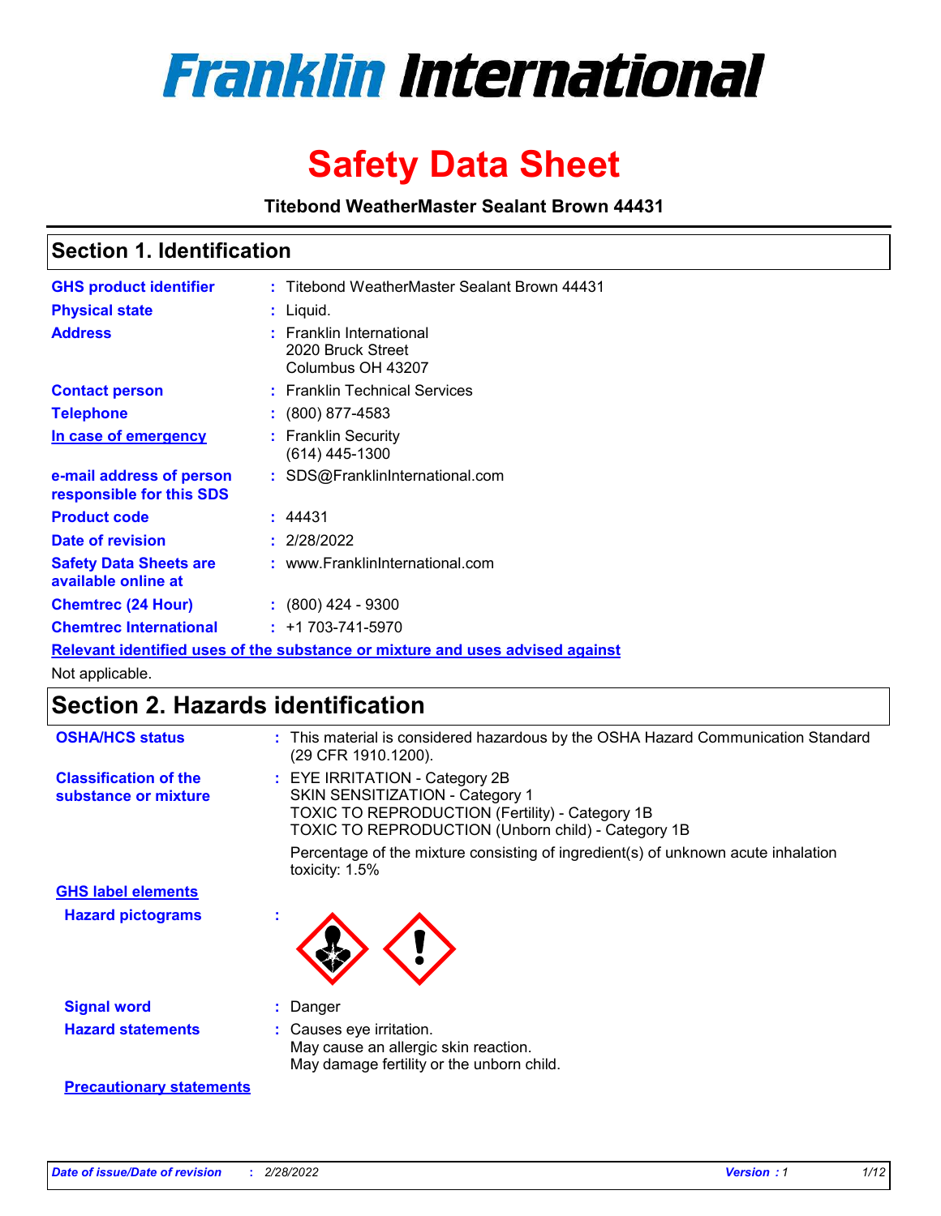# Franklin International

# Safety Data Sheet

**Titebond WeatherMaster Sealant Brown 44431**

## Section 1. Identification

| | | |
|---|---|---|
| **GHS product identifier** | : | Titebond WeatherMaster Sealant Brown 44431 |
| **Physical state** | : | Liquid. |
| **Address** | : | Franklin International<br>2020 Bruck Street<br>Columbus OH 43207 |
| **Contact person** | : | Franklin Technical Services |
| **Telephone** | : | (800) 877-4583 |
| **In case of emergency** | : | Franklin Security<br>(614) 445-1300 |
| **e-mail address of person responsible for this SDS** | : | SDS@FranklinInternational.com |
| **Product code** | : | 44431 |
| **Date of revision** | : | 2/28/2022 |
| **Safety Data Sheets are available online at** | : | www.FranklinInternational.com |
| **Chemtrec (24 Hour)** | : | (800) 424 - 9300 |
| **Chemtrec International** | : | +1 703-741-5970 |

**Relevant identified uses of the substance or mixture and uses advised against**

Not applicable.

## Section 2. Hazards identification

**OSHA/HCS status** : This material is considered hazardous by the OSHA Hazard Communication Standard (29 CFR 1910.1200).

**Classification of the substance or mixture** : EYE IRRITATION - Category 2B
SKIN SENSITIZATION - Category 1
TOXIC TO REPRODUCTION (Fertility) - Category 1B
TOXIC TO REPRODUCTION (Unborn child) - Category 1B

Percentage of the mixture consisting of ingredient(s) of unknown acute inhalation toxicity: 1.5%

**GHS label elements**

**Hazard pictograms** :

**Signal word** : Danger

**Hazard statements** : Causes eye irritation.
May cause an allergic skin reaction.
May damage fertility or the unborn child.

**Precautionary statements**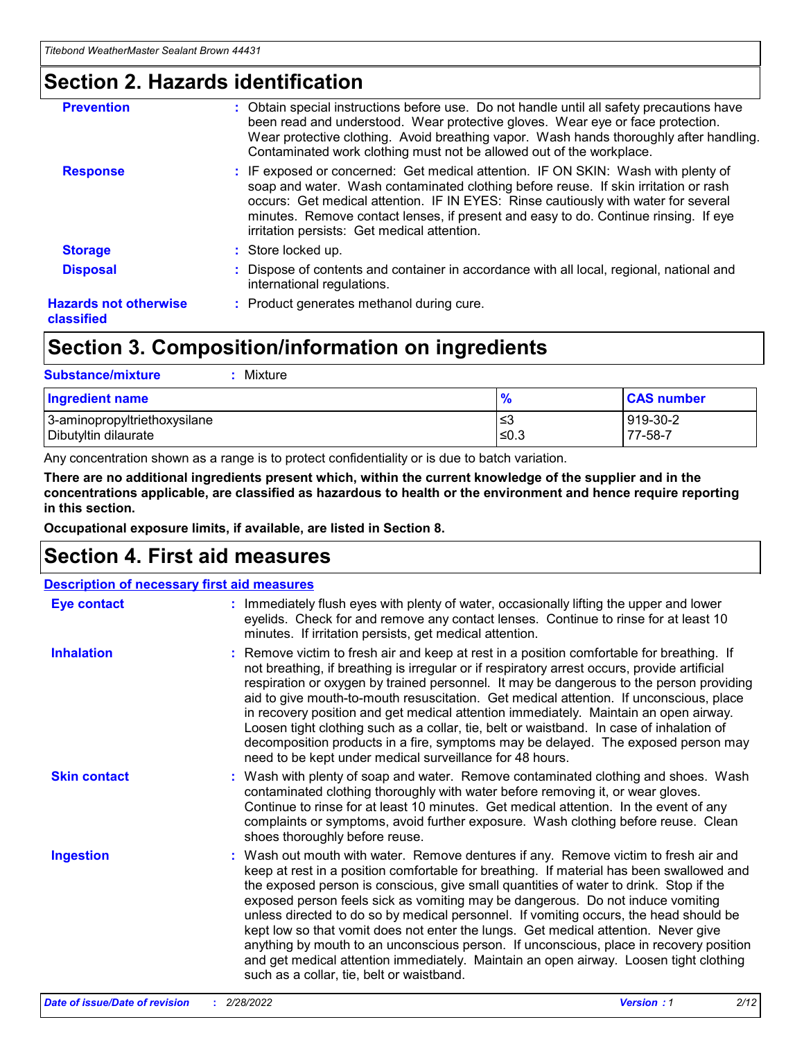# Section 2. Hazards identification

**Prevention** : Obtain special instructions before use. Do not handle until all safety precautions have been read and understood. Wear protective gloves. Wear eye or face protection. Wear protective clothing. Avoid breathing vapor. Wash hands thoroughly after handling. Contaminated work clothing must not be allowed out of the workplace.

**Response** : IF exposed or concerned: Get medical attention. IF ON SKIN: Wash with plenty of soap and water. Wash contaminated clothing before reuse. If skin irritation or rash occurs: Get medical attention. IF IN EYES: Rinse cautiously with water for several minutes. Remove contact lenses, if present and easy to do. Continue rinsing. If eye irritation persists: Get medical attention.

**Storage** : Store locked up.

**Disposal** : Dispose of contents and container in accordance with all local, regional, national and international regulations.

**Hazards not otherwise classified** : Product generates methanol during cure.

# Section 3. Composition/information on ingredients

**Substance/mixture** : Mixture

| Ingredient name | % | CAS number |
|---|---|---|
| 3-aminopropyltriethoxysilane | ≤3 | 919-30-2 |
| Dibutyltin dilaurate | ≤0.3 | 77-58-7 |

Any concentration shown as a range is to protect confidentiality or is due to batch variation.

**There are no additional ingredients present which, within the current knowledge of the supplier and in the concentrations applicable, are classified as hazardous to health or the environment and hence require reporting in this section.**

**Occupational exposure limits, if available, are listed in Section 8.**

# Section 4. First aid measures

## Description of necessary first aid measures

**Eye contact** : Immediately flush eyes with plenty of water, occasionally lifting the upper and lower eyelids. Check for and remove any contact lenses. Continue to rinse for at least 10 minutes. If irritation persists, get medical attention.

**Inhalation** : Remove victim to fresh air and keep at rest in a position comfortable for breathing. If not breathing, if breathing is irregular or if respiratory arrest occurs, provide artificial respiration or oxygen by trained personnel. It may be dangerous to the person providing aid to give mouth-to-mouth resuscitation. Get medical attention. If unconscious, place in recovery position and get medical attention immediately. Maintain an open airway. Loosen tight clothing such as a collar, tie, belt or waistband. In case of inhalation of decomposition products in a fire, symptoms may be delayed. The exposed person may need to be kept under medical surveillance for 48 hours.

**Skin contact** : Wash with plenty of soap and water. Remove contaminated clothing and shoes. Wash contaminated clothing thoroughly with water before removing it, or wear gloves. Continue to rinse for at least 10 minutes. Get medical attention. In the event of any complaints or symptoms, avoid further exposure. Wash clothing before reuse. Clean shoes thoroughly before reuse.

**Ingestion** : Wash out mouth with water. Remove dentures if any. Remove victim to fresh air and keep at rest in a position comfortable for breathing. If material has been swallowed and the exposed person is conscious, give small quantities of water to drink. Stop if the exposed person feels sick as vomiting may be dangerous. Do not induce vomiting unless directed to do so by medical personnel. If vomiting occurs, the head should be kept low so that vomit does not enter the lungs. Get medical attention. Never give anything by mouth to an unconscious person. If unconscious, place in recovery position and get medical attention immediately. Maintain an open airway. Loosen tight clothing such as a collar, tie, belt or waistband.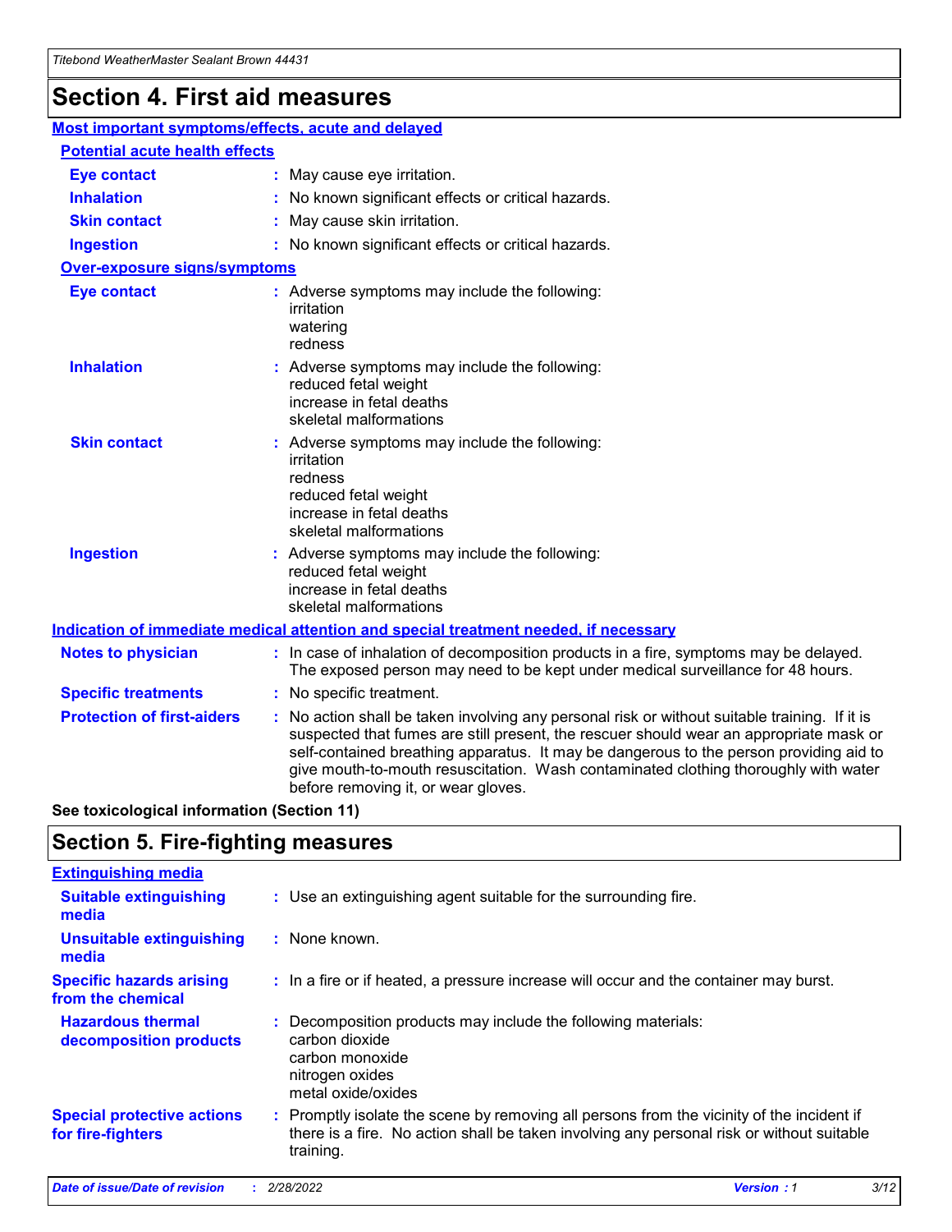# Section 4. First aid measures

## Most important symptoms/effects, acute and delayed

### Potential acute health effects

**Eye contact** : May cause eye irritation.

**Inhalation** : No known significant effects or critical hazards.

**Skin contact** : May cause skin irritation.

**Ingestion** : No known significant effects or critical hazards.

### Over-exposure signs/symptoms

**Eye contact** : Adverse symptoms may include the following:
irritation
watering
redness

**Inhalation** : Adverse symptoms may include the following:
reduced fetal weight
increase in fetal deaths
skeletal malformations

**Skin contact** : Adverse symptoms may include the following:
irritation
redness
reduced fetal weight
increase in fetal deaths
skeletal malformations

**Ingestion** : Adverse symptoms may include the following:
reduced fetal weight
increase in fetal deaths
skeletal malformations

## Indication of immediate medical attention and special treatment needed, if necessary

**Notes to physician** : In case of inhalation of decomposition products in a fire, symptoms may be delayed. The exposed person may need to be kept under medical surveillance for 48 hours.

**Specific treatments** : No specific treatment.

**Protection of first-aiders** : No action shall be taken involving any personal risk or without suitable training. If it is suspected that fumes are still present, the rescuer should wear an appropriate mask or self-contained breathing apparatus. It may be dangerous to the person providing aid to give mouth-to-mouth resuscitation. Wash contaminated clothing thoroughly with water before removing it, or wear gloves.

**See toxicological information (Section 11)**

# Section 5. Fire-fighting measures

## Extinguishing media

**Suitable extinguishing media** : Use an extinguishing agent suitable for the surrounding fire.

**Unsuitable extinguishing media** : None known.

**Specific hazards arising from the chemical** : In a fire or if heated, a pressure increase will occur and the container may burst.

**Hazardous thermal decomposition products** : Decomposition products may include the following materials:
carbon dioxide
carbon monoxide
nitrogen oxides
metal oxide/oxides

**Special protective actions for fire-fighters** : Promptly isolate the scene by removing all persons from the vicinity of the incident if there is a fire. No action shall be taken involving any personal risk or without suitable training.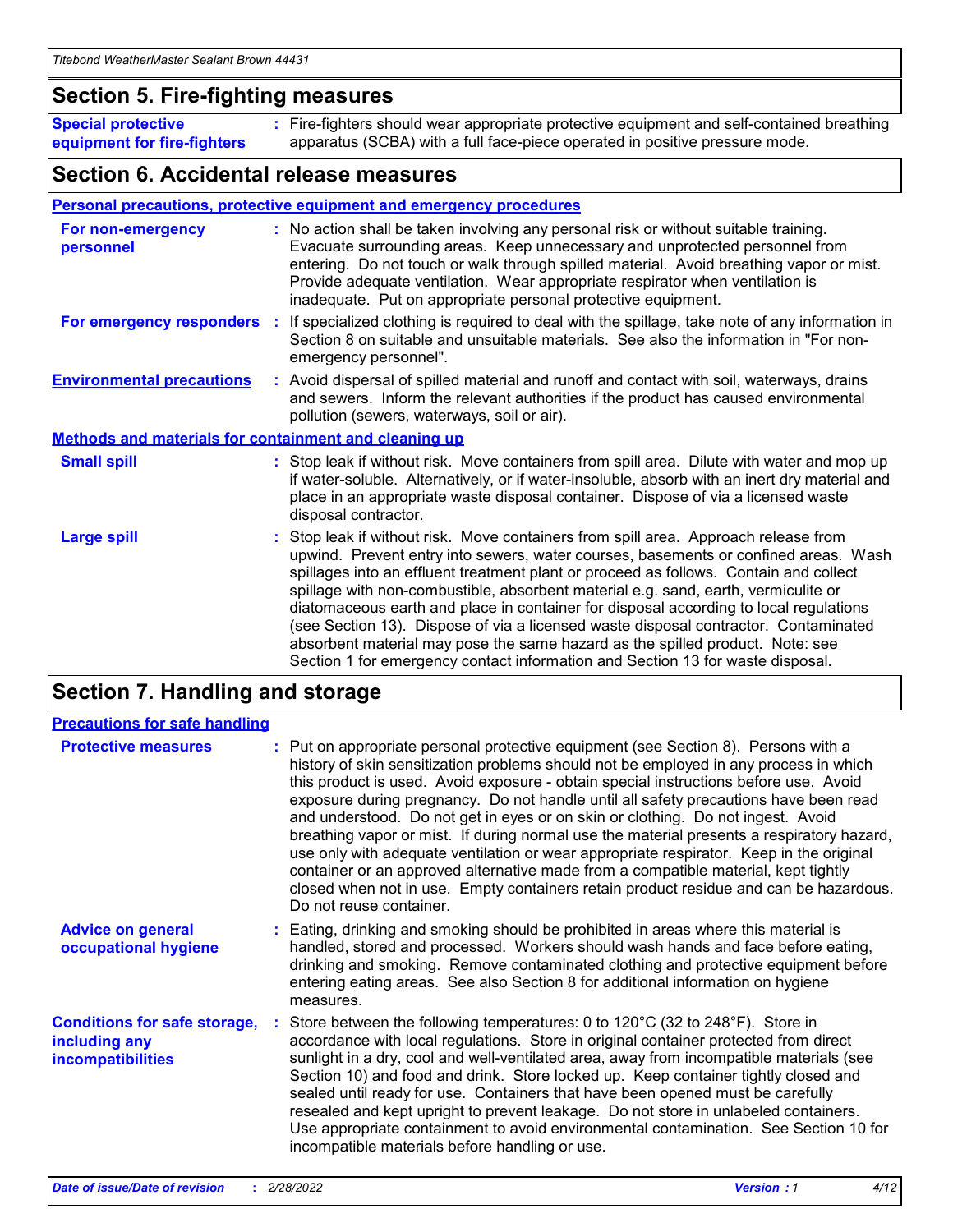## Section 5. Fire-fighting measures

**Special protective equipment for fire-fighters** : Fire-fighters should wear appropriate protective equipment and self-contained breathing apparatus (SCBA) with a full face-piece operated in positive pressure mode.

## Section 6. Accidental release measures

### Personal precautions, protective equipment and emergency procedures

**For non-emergency personnel** : No action shall be taken involving any personal risk or without suitable training. Evacuate surrounding areas. Keep unnecessary and unprotected personnel from entering. Do not touch or walk through spilled material. Avoid breathing vapor or mist. Provide adequate ventilation. Wear appropriate respirator when ventilation is inadequate. Put on appropriate personal protective equipment.

**For emergency responders** : If specialized clothing is required to deal with the spillage, take note of any information in Section 8 on suitable and unsuitable materials. See also the information in "For non-emergency personnel".

**Environmental precautions** : Avoid dispersal of spilled material and runoff and contact with soil, waterways, drains and sewers. Inform the relevant authorities if the product has caused environmental pollution (sewers, waterways, soil or air).

### Methods and materials for containment and cleaning up

**Small spill** : Stop leak if without risk. Move containers from spill area. Dilute with water and mop up if water-soluble. Alternatively, or if water-insoluble, absorb with an inert dry material and place in an appropriate waste disposal container. Dispose of via a licensed waste disposal contractor.

**Large spill** : Stop leak if without risk. Move containers from spill area. Approach release from upwind. Prevent entry into sewers, water courses, basements or confined areas. Wash spillages into an effluent treatment plant or proceed as follows. Contain and collect spillage with non-combustible, absorbent material e.g. sand, earth, vermiculite or diatomaceous earth and place in container for disposal according to local regulations (see Section 13). Dispose of via a licensed waste disposal contractor. Contaminated absorbent material may pose the same hazard as the spilled product. Note: see Section 1 for emergency contact information and Section 13 for waste disposal.

## Section 7. Handling and storage

### Precautions for safe handling

**Protective measures** : Put on appropriate personal protective equipment (see Section 8). Persons with a history of skin sensitization problems should not be employed in any process in which this product is used. Avoid exposure - obtain special instructions before use. Avoid exposure during pregnancy. Do not handle until all safety precautions have been read and understood. Do not get in eyes or on skin or clothing. Do not ingest. Avoid breathing vapor or mist. If during normal use the material presents a respiratory hazard, use only with adequate ventilation or wear appropriate respirator. Keep in the original container or an approved alternative made from a compatible material, kept tightly closed when not in use. Empty containers retain product residue and can be hazardous. Do not reuse container.

**Advice on general occupational hygiene** : Eating, drinking and smoking should be prohibited in areas where this material is handled, stored and processed. Workers should wash hands and face before eating, drinking and smoking. Remove contaminated clothing and protective equipment before entering eating areas. See also Section 8 for additional information on hygiene measures.

**Conditions for safe storage, including any incompatibilities** : Store between the following temperatures: 0 to 120°C (32 to 248°F). Store in accordance with local regulations. Store in original container protected from direct sunlight in a dry, cool and well-ventilated area, away from incompatible materials (see Section 10) and food and drink. Store locked up. Keep container tightly closed and sealed until ready for use. Containers that have been opened must be carefully resealed and kept upright to prevent leakage. Do not store in unlabeled containers. Use appropriate containment to avoid environmental contamination. See Section 10 for incompatible materials before handling or use.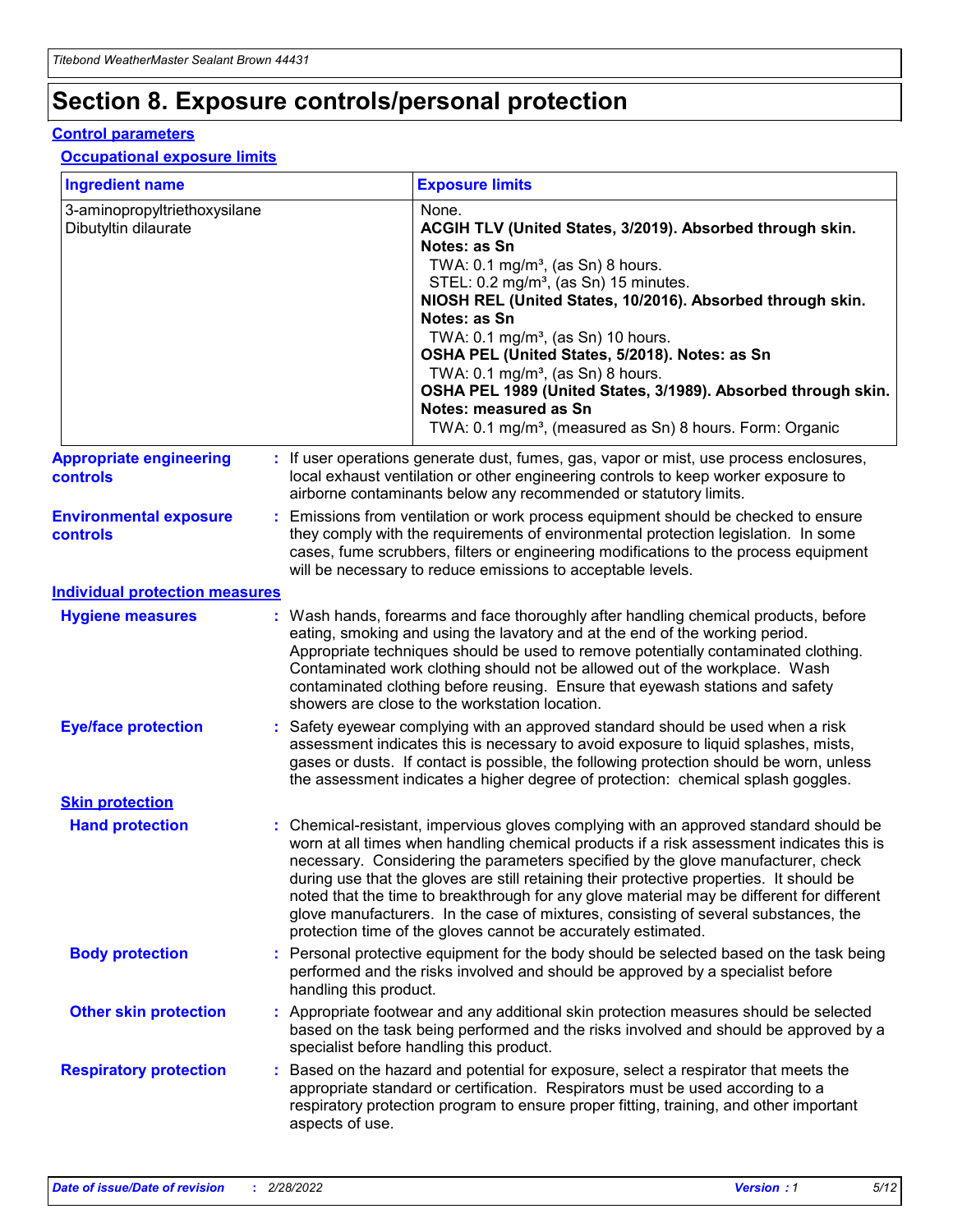# Section 8. Exposure controls/personal protection

## Control parameters

### Occupational exposure limits

| Ingredient name | Exposure limits |
| --- | --- |
| 3-aminopropyltriethoxysilane<br>Dibutyltin dilaurate | None.<br>**ACGIH TLV (United States, 3/2019). Absorbed through skin. Notes: as Sn**<br>TWA: 0.1 mg/m³, (as Sn) 8 hours.<br>STEL: 0.2 mg/m³, (as Sn) 15 minutes.<br>**NIOSH REL (United States, 10/2016). Absorbed through skin. Notes: as Sn**<br>TWA: 0.1 mg/m³, (as Sn) 10 hours.<br>**OSHA PEL (United States, 5/2018). Notes: as Sn**<br>TWA: 0.1 mg/m³, (as Sn) 8 hours.<br>**OSHA PEL 1989 (United States, 3/1989). Absorbed through skin. Notes: measured as Sn**<br>TWA: 0.1 mg/m³, (measured as Sn) 8 hours. Form: Organic |

**Appropriate engineering controls** : If user operations generate dust, fumes, gas, vapor or mist, use process enclosures, local exhaust ventilation or other engineering controls to keep worker exposure to airborne contaminants below any recommended or statutory limits.

**Environmental exposure controls** : Emissions from ventilation or work process equipment should be checked to ensure they comply with the requirements of environmental protection legislation. In some cases, fume scrubbers, filters or engineering modifications to the process equipment will be necessary to reduce emissions to acceptable levels.

## Individual protection measures

**Hygiene measures** : Wash hands, forearms and face thoroughly after handling chemical products, before eating, smoking and using the lavatory and at the end of the working period. Appropriate techniques should be used to remove potentially contaminated clothing. Contaminated work clothing should not be allowed out of the workplace. Wash contaminated clothing before reusing. Ensure that eyewash stations and safety showers are close to the workstation location.

**Eye/face protection** : Safety eyewear complying with an approved standard should be used when a risk assessment indicates this is necessary to avoid exposure to liquid splashes, mists, gases or dusts. If contact is possible, the following protection should be worn, unless the assessment indicates a higher degree of protection: chemical splash goggles.

### Skin protection

**Hand protection** : Chemical-resistant, impervious gloves complying with an approved standard should be worn at all times when handling chemical products if a risk assessment indicates this is necessary. Considering the parameters specified by the glove manufacturer, check during use that the gloves are still retaining their protective properties. It should be noted that the time to breakthrough for any glove material may be different for different glove manufacturers. In the case of mixtures, consisting of several substances, the protection time of the gloves cannot be accurately estimated.

**Body protection** : Personal protective equipment for the body should be selected based on the task being performed and the risks involved and should be approved by a specialist before handling this product.

**Other skin protection** : Appropriate footwear and any additional skin protection measures should be selected based on the task being performed and the risks involved and should be approved by a specialist before handling this product.

**Respiratory protection** : Based on the hazard and potential for exposure, select a respirator that meets the appropriate standard or certification. Respirators must be used according to a respiratory protection program to ensure proper fitting, training, and other important aspects of use.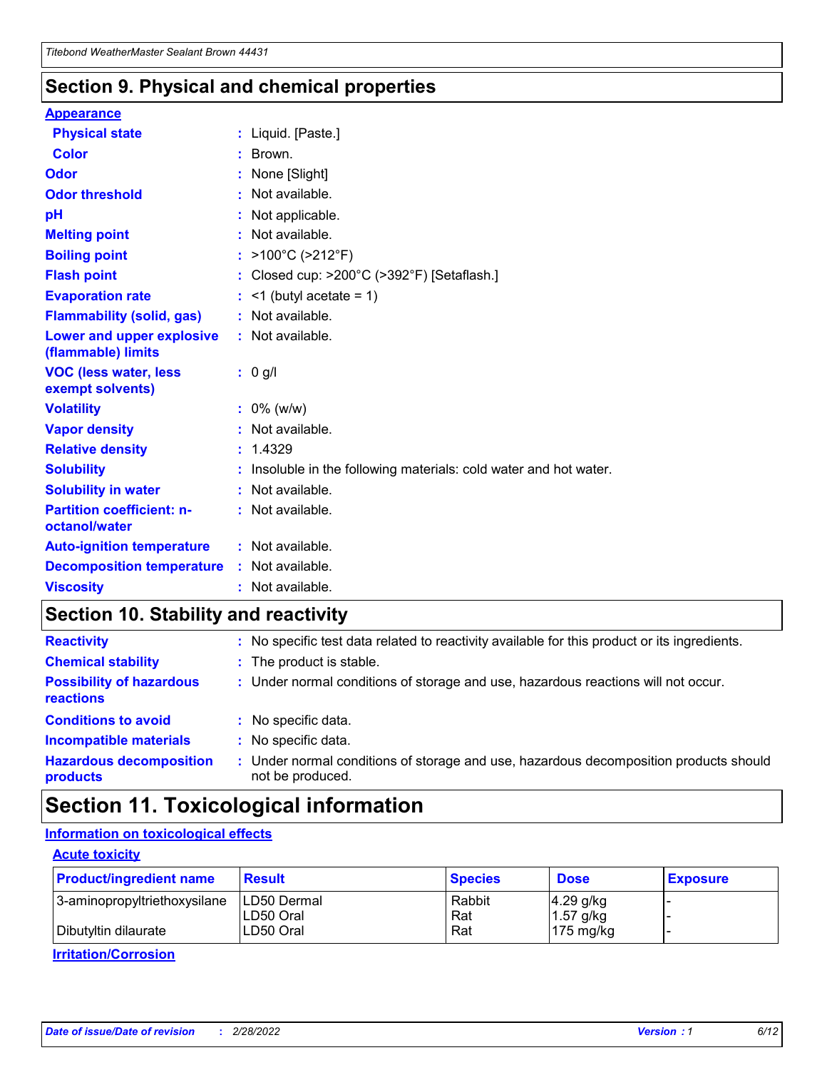## Section 9. Physical and chemical properties

### Appearance

**Physical state** : Liquid. [Paste.]

**Color** : Brown.

**Odor** : None [Slight]

**Odor threshold** : Not available.

**pH** : Not applicable.

**Melting point** : Not available.

**Boiling point** : >100°C (>212°F)

**Flash point** : Closed cup: >200°C (>392°F) [Setaflash.]

**Evaporation rate** : <1 (butyl acetate = 1)

**Flammability (solid, gas)** : Not available.

**Lower and upper explosive (flammable) limits** : Not available.

**VOC (less water, less exempt solvents)** : 0 g/l

**Volatility** : 0% (w/w)

**Vapor density** : Not available.

**Relative density** : 1.4329

**Solubility** : Insoluble in the following materials: cold water and hot water.

**Solubility in water** : Not available.

**Partition coefficient: n-octanol/water** : Not available.

**Auto-ignition temperature** : Not available.

**Decomposition temperature** : Not available.

**Viscosity** : Not available.

## Section 10. Stability and reactivity

**Reactivity** : No specific test data related to reactivity available for this product or its ingredients.

**Chemical stability** : The product is stable.

**Possibility of hazardous reactions** : Under normal conditions of storage and use, hazardous reactions will not occur.

**Conditions to avoid** : No specific data.

**Incompatible materials** : No specific data.

**Hazardous decomposition products** : Under normal conditions of storage and use, hazardous decomposition products should not be produced.

## Section 11. Toxicological information

### Information on toxicological effects

#### Acute toxicity

| Product/ingredient name | Result | Species | Dose | Exposure |
|---|---|---|---|---|
| 3-aminopropyltriethoxysilane | LD50 Dermal | Rabbit | 4.29 g/kg | - |
| | LD50 Oral | Rat | 1.57 g/kg | - |
| Dibutyltin dilaurate | LD50 Oral | Rat | 175 mg/kg | - |

#### Irritation/Corrosion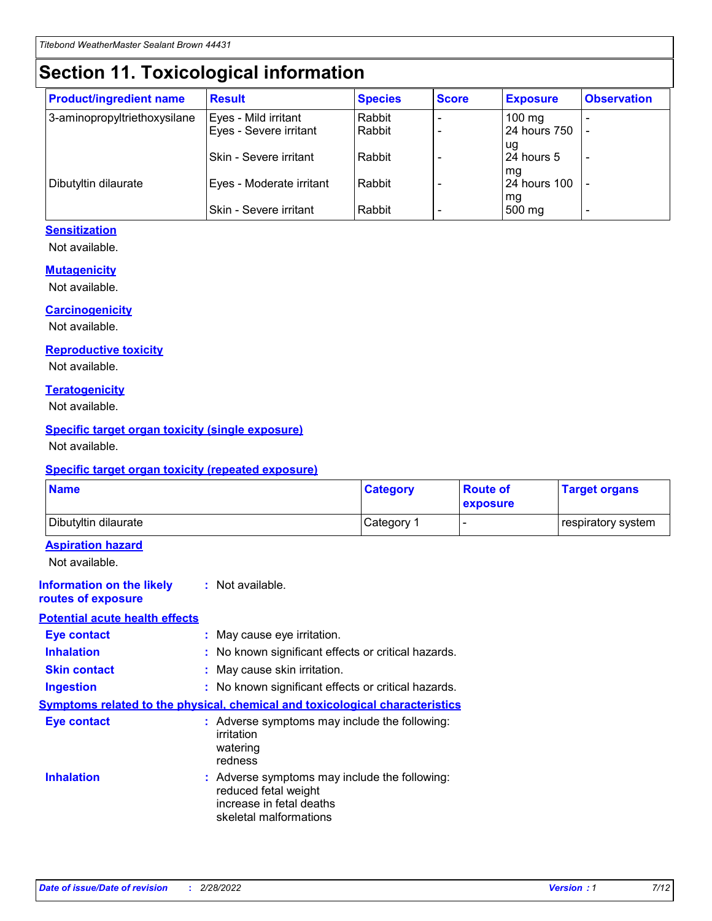# Section 11. Toxicological information

| Product/ingredient name | Result | Species | Score | Exposure | Observation |
|---|---|---|---|---|---|
| 3-aminopropyltriethoxysilane | Eyes - Mild irritant | Rabbit | - | 100 mg | - |
| | Eyes - Severe irritant | Rabbit | - | 24 hours 750 ug | - |
| | Skin - Severe irritant | Rabbit | - | 24 hours 5 mg | - |
| Dibutyltin dilaurate | Eyes - Moderate irritant | Rabbit | - | 24 hours 100 mg | - |
| | Skin - Severe irritant | Rabbit | - | 500 mg | - |

**Sensitization**

Not available.

**Mutagenicity**

Not available.

**Carcinogenicity**

Not available.

**Reproductive toxicity**

Not available.

**Teratogenicity**

Not available.

**Specific target organ toxicity (single exposure)**

Not available.

**Specific target organ toxicity (repeated exposure)**

| Name | Category | Route of exposure | Target organs |
|---|---|---|---|
| Dibutyltin dilaurate | Category 1 | - | respiratory system |

**Aspiration hazard**

Not available.

**Information on the likely routes of exposure** : Not available.

**Potential acute health effects**

**Eye contact** : May cause eye irritation.

**Inhalation** : No known significant effects or critical hazards.

**Skin contact** : May cause skin irritation.

**Ingestion** : No known significant effects or critical hazards.

**Symptoms related to the physical, chemical and toxicological characteristics**

**Eye contact** : Adverse symptoms may include the following:
irritation
watering
redness

**Inhalation** : Adverse symptoms may include the following:
reduced fetal weight
increase in fetal deaths
skeletal malformations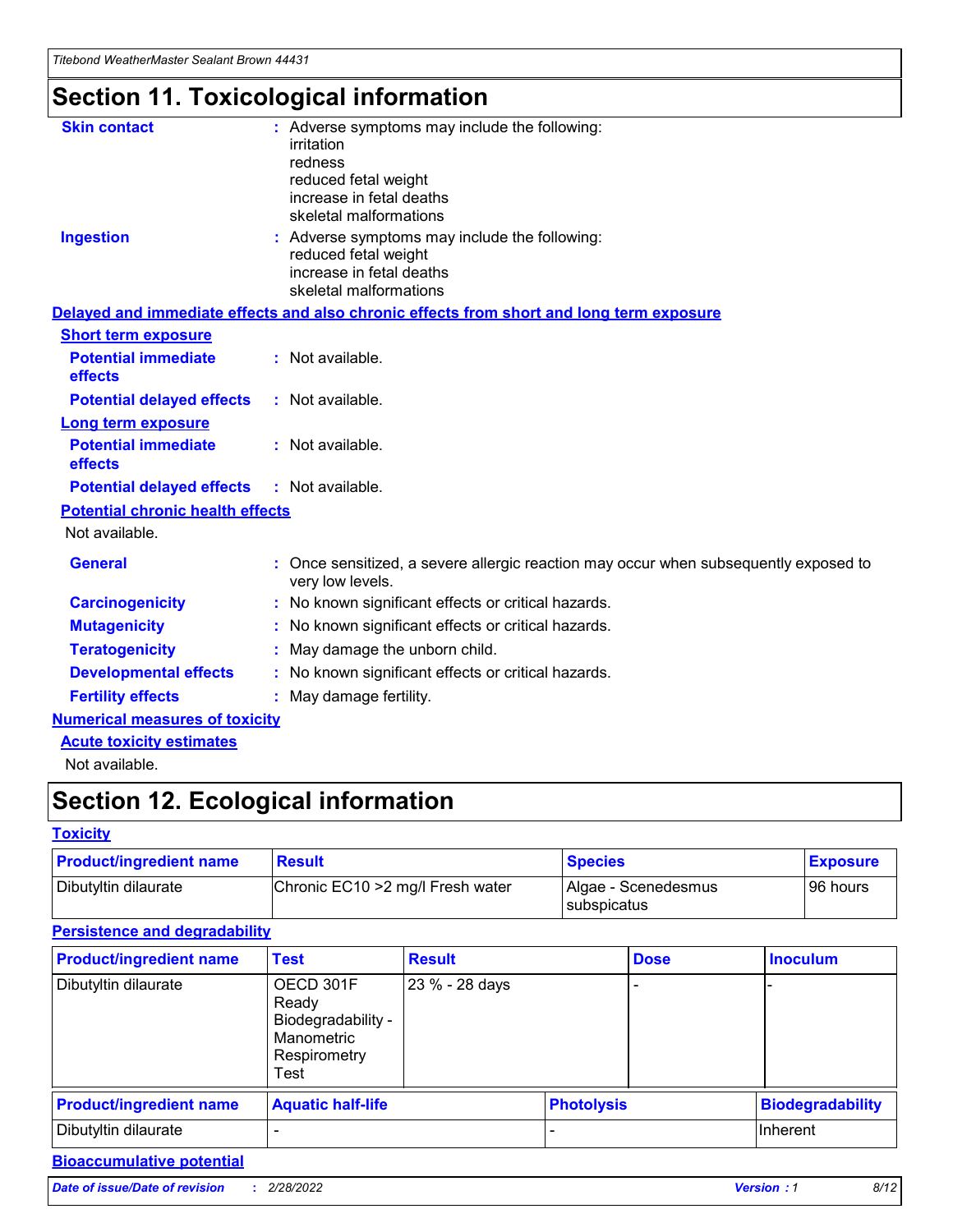# Section 11. Toxicological information

**Skin contact** : Adverse symptoms may include the following:
irritation
redness
reduced fetal weight
increase in fetal deaths
skeletal malformations

**Ingestion** : Adverse symptoms may include the following:
reduced fetal weight
increase in fetal deaths
skeletal malformations

**Delayed and immediate effects and also chronic effects from short and long term exposure**

**Short term exposure**

**Potential immediate effects** : Not available.

**Potential delayed effects** : Not available.

**Long term exposure**

**Potential immediate effects** : Not available.

**Potential delayed effects** : Not available.

**Potential chronic health effects**

Not available.

**General** : Once sensitized, a severe allergic reaction may occur when subsequently exposed to very low levels.

**Carcinogenicity** : No known significant effects or critical hazards.

**Mutagenicity** : No known significant effects or critical hazards.

**Teratogenicity** : May damage the unborn child.

**Developmental effects** : No known significant effects or critical hazards.

**Fertility effects** : May damage fertility.

**Numerical measures of toxicity**

**Acute toxicity estimates**

Not available.

# Section 12. Ecological information

**Toxicity**

| Product/ingredient name | Result | Species | Exposure |
|---|---|---|---|
| Dibutyltin dilaurate | Chronic EC10 >2 mg/l Fresh water | Algae - Scenedesmus subspicatus | 96 hours |

**Persistence and degradability**

| Product/ingredient name | Test | Result | Dose | Inoculum |
|---|---|---|---|---|
| Dibutyltin dilaurate | OECD 301F Ready Biodegradability - Manometric Respirometry Test | 23 % - 28 days | - | - |

| Product/ingredient name | Aquatic half-life | Photolysis | Biodegradability |
|---|---|---|---|
| Dibutyltin dilaurate | - | - | Inherent |

**Bioaccumulative potential**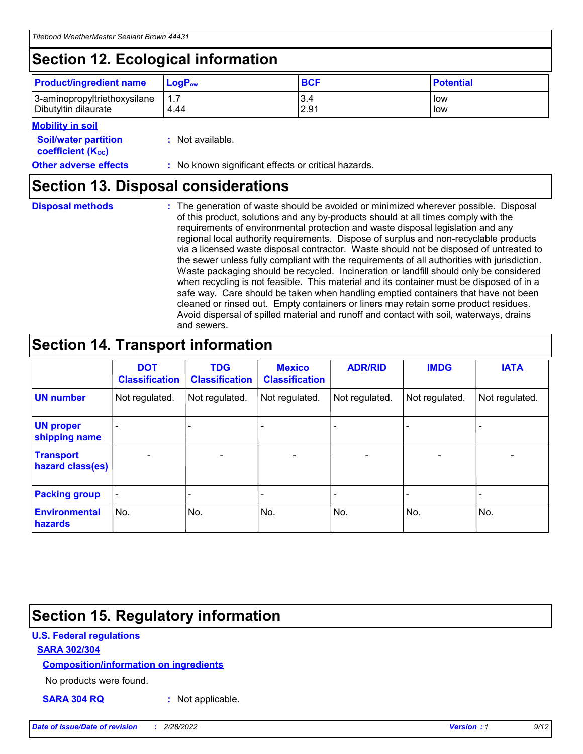## Section 12. Ecological information

| Product/ingredient name | $LogP_{ow}$ | BCF | Potential |
|---|---|---|---|
| 3-aminopropyltriethoxysilane | 1.7 | 3.4 | low |
| Dibutyltin dilaurate | 4.44 | 2.91 | low |

**Mobility in soil**

**Soil/water partition coefficient ($K_{OC}$)** : Not available.

**Other adverse effects** : No known significant effects or critical hazards.

## Section 13. Disposal considerations

**Disposal methods** : The generation of waste should be avoided or minimized wherever possible. Disposal of this product, solutions and any by-products should at all times comply with the requirements of environmental protection and waste disposal legislation and any regional local authority requirements. Dispose of surplus and non-recyclable products via a licensed waste disposal contractor. Waste should not be disposed of untreated to the sewer unless fully compliant with the requirements of all authorities with jurisdiction. Waste packaging should be recycled. Incineration or landfill should only be considered when recycling is not feasible. This material and its container must be disposed of in a safe way. Care should be taken when handling emptied containers that have not been cleaned or rinsed out. Empty containers or liners may retain some product residues. Avoid dispersal of spilled material and runoff and contact with soil, waterways, drains and sewers.

## Section 14. Transport information

| | DOT Classification | TDG Classification | Mexico Classification | ADR/RID | IMDG | IATA |
|---|---|---|---|---|---|---|
| **UN number** | Not regulated. | Not regulated. | Not regulated. | Not regulated. | Not regulated. | Not regulated. |
| **UN proper shipping name** | - | - | - | - | - | - |
| **Transport hazard class(es)** | - | - | - | - | - | - |
| **Packing group** | - | - | - | - | - | - |
| **Environmental hazards** | No. | No. | No. | No. | No. | No. |

## Section 15. Regulatory information

**U.S. Federal regulations**

**SARA 302/304**

**Composition/information on ingredients**

No products were found.

**SARA 304 RQ** : Not applicable.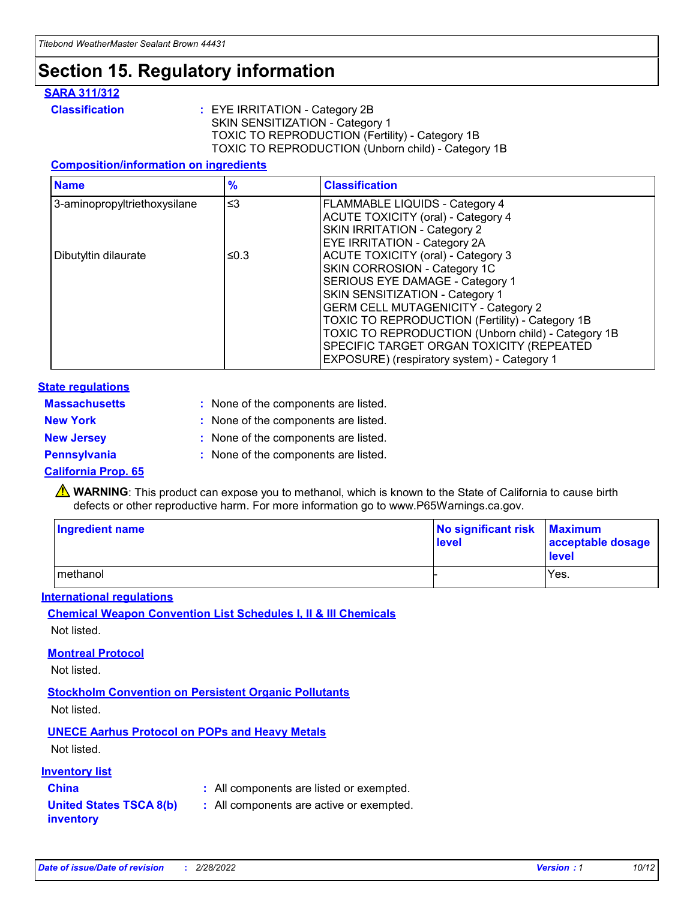# Section 15. Regulatory information

**SARA 311/312**

**Classification** : EYE IRRITATION - Category 2B
SKIN SENSITIZATION - Category 1
TOXIC TO REPRODUCTION (Fertility) - Category 1B
TOXIC TO REPRODUCTION (Unborn child) - Category 1B

**Composition/information on ingredients**

| Name | % | Classification |
|---|---|---|
| 3-aminopropyltriethoxysilane | ≤3 | FLAMMABLE LIQUIDS - Category 4<br>ACUTE TOXICITY (oral) - Category 4<br>SKIN IRRITATION - Category 2<br>EYE IRRITATION - Category 2A |
| Dibutyltin dilaurate | ≤0.3 | ACUTE TOXICITY (oral) - Category 3<br>SKIN CORROSION - Category 1C<br>SERIOUS EYE DAMAGE - Category 1<br>SKIN SENSITIZATION - Category 1<br>GERM CELL MUTAGENICITY - Category 2<br>TOXIC TO REPRODUCTION (Fertility) - Category 1B<br>TOXIC TO REPRODUCTION (Unborn child) - Category 1B<br>SPECIFIC TARGET ORGAN TOXICITY (REPEATED EXPOSURE) (respiratory system) - Category 1 |

**State regulations**

**Massachusetts** : None of the components are listed.
**New York** : None of the components are listed.
**New Jersey** : None of the components are listed.
**Pennsylvania** : None of the components are listed.

**California Prop. 65**

⚠ **WARNING**: This product can expose you to methanol, which is known to the State of California to cause birth defects or other reproductive harm. For more information go to www.P65Warnings.ca.gov.

| Ingredient name | No significant risk level | Maximum acceptable dosage level |
|---|---|---|
| methanol | - | Yes. |

**International regulations**

**Chemical Weapon Convention List Schedules I, II & III Chemicals**

Not listed.

**Montreal Protocol**

Not listed.

**Stockholm Convention on Persistent Organic Pollutants**

Not listed.

**UNECE Aarhus Protocol on POPs and Heavy Metals**

Not listed.

**Inventory list**

**China** : All components are listed or exempted.
**United States TSCA 8(b) inventory** : All components are active or exempted.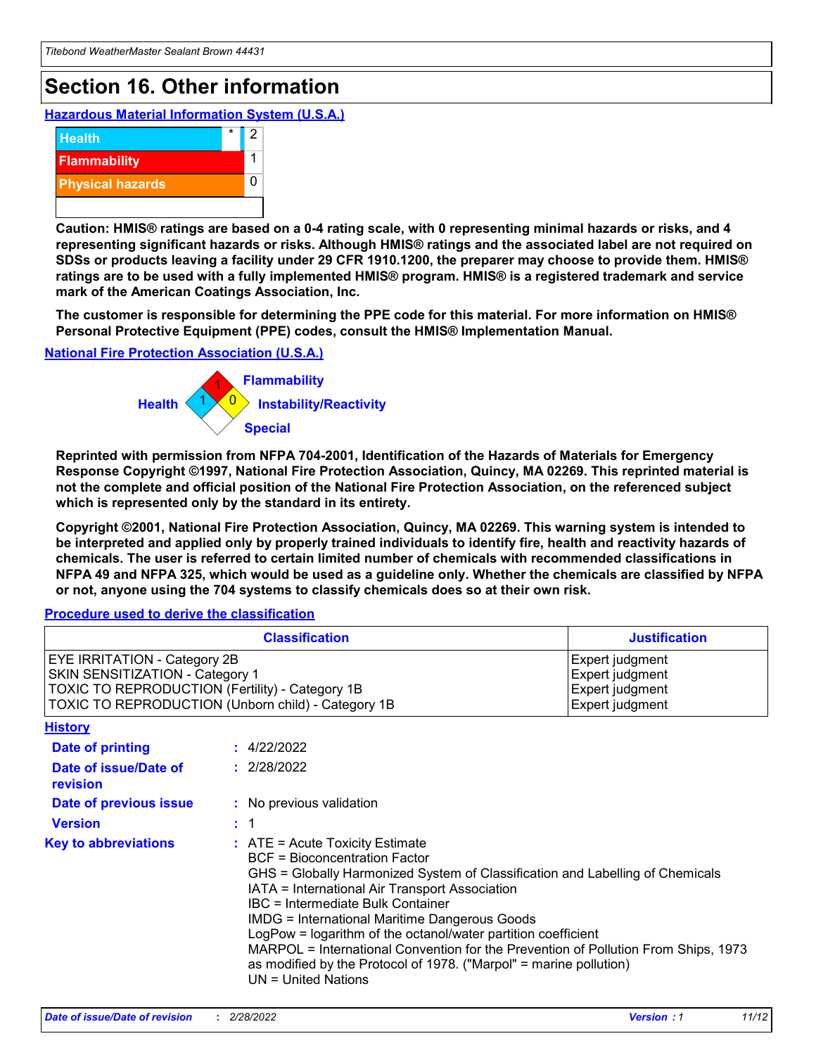# Section 16. Other information

### Hazardous Material Information System (U.S.A.)

| | | |
|---|---|---|
| Health | * | 2 |
| Flammability | | 1 |
| Physical hazards | | 0 |
| | | |

**Caution: HMIS® ratings are based on a 0-4 rating scale, with 0 representing minimal hazards or risks, and 4 representing significant hazards or risks. Although HMIS® ratings and the associated label are not required on SDSs or products leaving a facility under 29 CFR 1910.1200, the preparer may choose to provide them. HMIS® ratings are to be used with a fully implemented HMIS® program. HMIS® is a registered trademark and service mark of the American Coatings Association, Inc.**

**The customer is responsible for determining the PPE code for this material. For more information on HMIS® Personal Protective Equipment (PPE) codes, consult the HMIS® Implementation Manual.**

### National Fire Protection Association (U.S.A.)

Flammability: 1
Health: 1
Instability/Reactivity: 0
Special:

**Reprinted with permission from NFPA 704-2001, Identification of the Hazards of Materials for Emergency Response Copyright ©1997, National Fire Protection Association, Quincy, MA 02269. This reprinted material is not the complete and official position of the National Fire Protection Association, on the referenced subject which is represented only by the standard in its entirety.**

**Copyright ©2001, National Fire Protection Association, Quincy, MA 02269. This warning system is intended to be interpreted and applied only by properly trained individuals to identify fire, health and reactivity hazards of chemicals. The user is referred to certain limited number of chemicals with recommended classifications in NFPA 49 and NFPA 325, which would be used as a guideline only. Whether the chemicals are classified by NFPA or not, anyone using the 704 systems to classify chemicals does so at their own risk.**

### Procedure used to derive the classification

| Classification | Justification |
|---|---|
| EYE IRRITATION - Category 2B | Expert judgment |
| SKIN SENSITIZATION - Category 1 | Expert judgment |
| TOXIC TO REPRODUCTION (Fertility) - Category 1B | Expert judgment |
| TOXIC TO REPRODUCTION (Unborn child) - Category 1B | Expert judgment |

### History

**Date of printing** : 4/22/2022

**Date of issue/Date of revision** : 2/28/2022

**Date of previous issue** : No previous validation

**Version** : 1

**Key to abbreviations** :
ATE = Acute Toxicity Estimate
BCF = Bioconcentration Factor
GHS = Globally Harmonized System of Classification and Labelling of Chemicals
IATA = International Air Transport Association
IBC = Intermediate Bulk Container
IMDG = International Maritime Dangerous Goods
LogPow = logarithm of the octanol/water partition coefficient
MARPOL = International Convention for the Prevention of Pollution From Ships, 1973 as modified by the Protocol of 1978. ("Marpol" = marine pollution)
UN = United Nations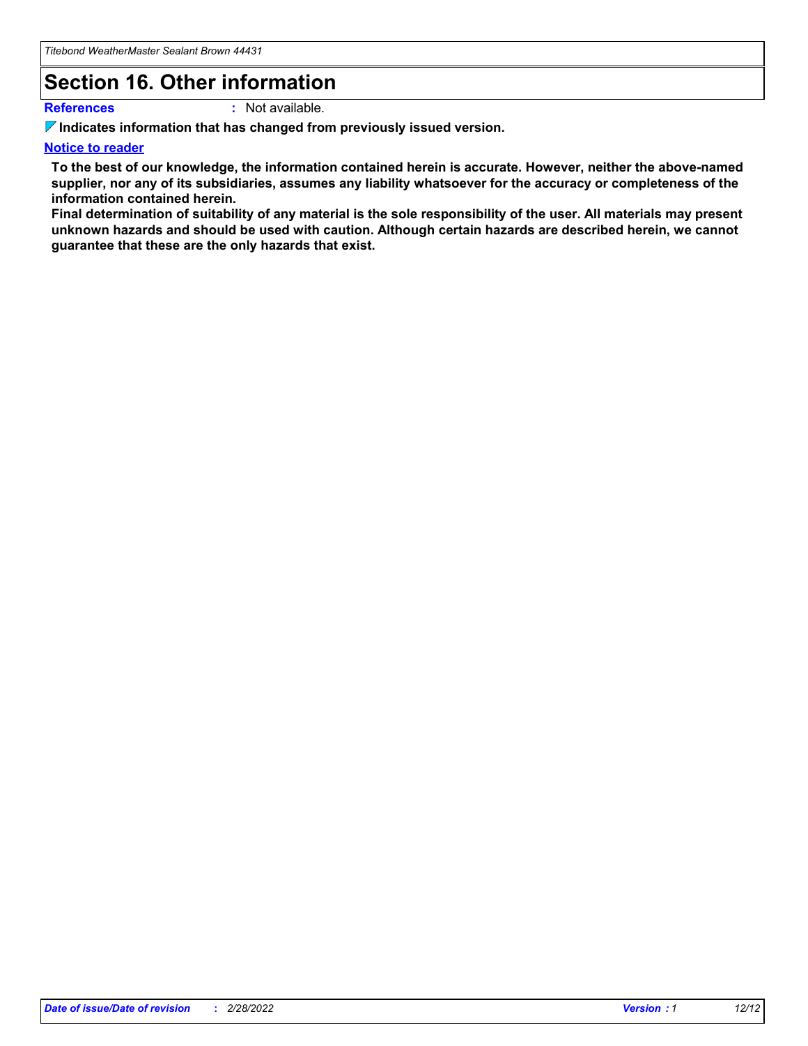# Section 16. Other information

**References** : Not available.

**Indicates information that has changed from previously issued version.**

**Notice to reader**

**To the best of our knowledge, the information contained herein is accurate. However, neither the above-named supplier, nor any of its subsidiaries, assumes any liability whatsoever for the accuracy or completeness of the information contained herein.**

**Final determination of suitability of any material is the sole responsibility of the user. All materials may present unknown hazards and should be used with caution. Although certain hazards are described herein, we cannot guarantee that these are the only hazards that exist.**